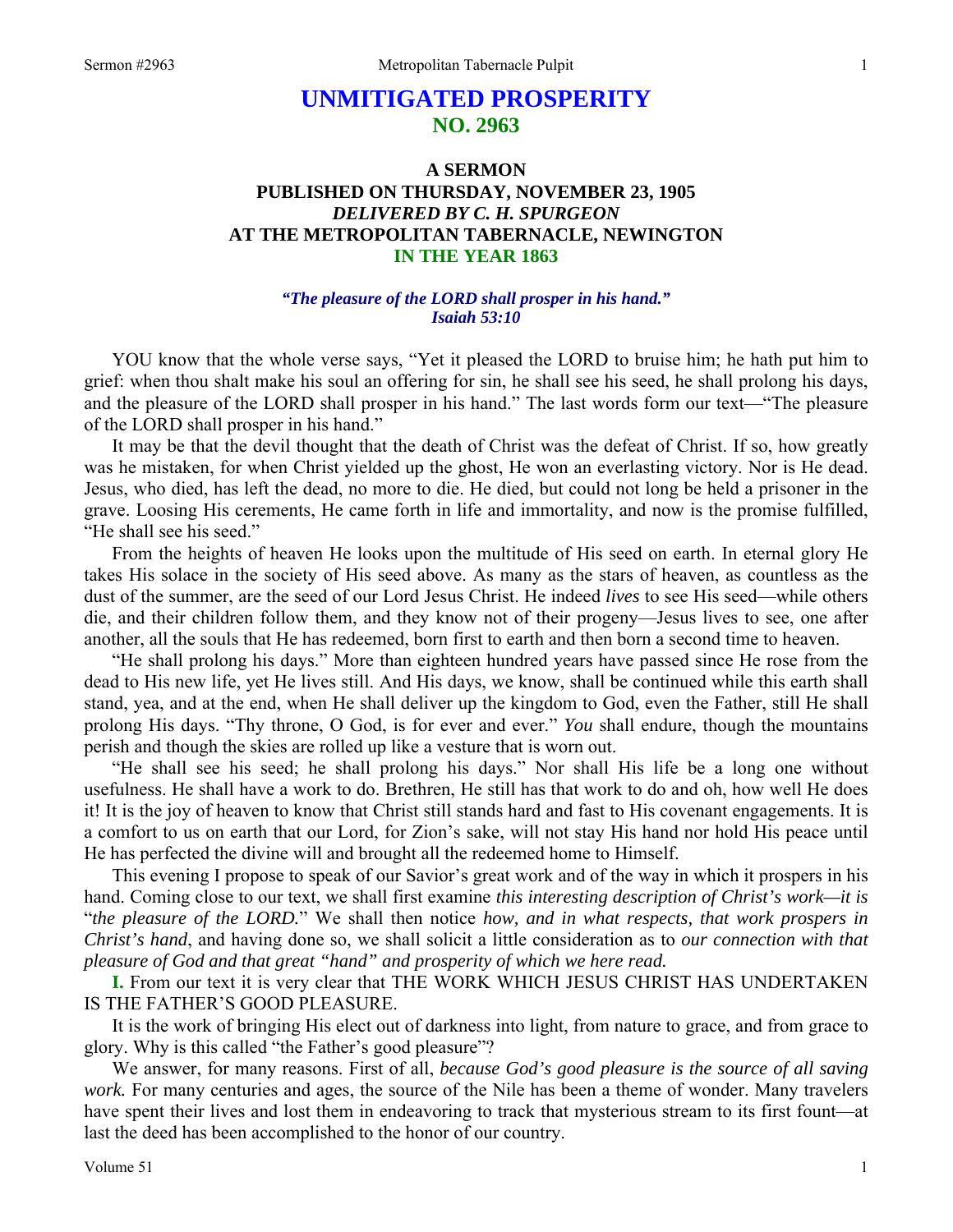# UNMITIGATED PROSPERITY
## NO. 2963

### A SERMON
### PUBLISHED ON THURSDAY, NOVEMBER 23, 1905
### *DELIVERED BY C. H. SPURGEON*
### AT THE METROPOLITAN TABERNACLE, NEWINGTON
### IN THE YEAR 1863

***"The pleasure of the LORD shall prosper in his hand."***
***Isaiah 53:10***

YOU know that the whole verse says, "Yet it pleased the LORD to bruise him; he hath put him to grief: when thou shalt make his soul an offering for sin, he shall see his seed, he shall prolong his days, and the pleasure of the LORD shall prosper in his hand." The last words form our text—"The pleasure of the LORD shall prosper in his hand."

It may be that the devil thought that the death of Christ was the defeat of Christ. If so, how greatly was he mistaken, for when Christ yielded up the ghost, He won an everlasting victory. Nor is He dead. Jesus, who died, has left the dead, no more to die. He died, but could not long be held a prisoner in the grave. Loosing His cerements, He came forth in life and immortality, and now is the promise fulfilled, "He shall see his seed."

From the heights of heaven He looks upon the multitude of His seed on earth. In eternal glory He takes His solace in the society of His seed above. As many as the stars of heaven, as countless as the dust of the summer, are the seed of our Lord Jesus Christ. He indeed *lives* to see His seed—while others die, and their children follow them, and they know not of their progeny—Jesus lives to see, one after another, all the souls that He has redeemed, born first to earth and then born a second time to heaven.

"He shall prolong his days." More than eighteen hundred years have passed since He rose from the dead to His new life, yet He lives still. And His days, we know, shall be continued while this earth shall stand, yea, and at the end, when He shall deliver up the kingdom to God, even the Father, still He shall prolong His days. "Thy throne, O God, is for ever and ever." *You* shall endure, though the mountains perish and though the skies are rolled up like a vesture that is worn out.

"He shall see his seed; he shall prolong his days." Nor shall His life be a long one without usefulness. He shall have a work to do. Brethren, He still has that work to do and oh, how well He does it! It is the joy of heaven to know that Christ still stands hard and fast to His covenant engagements. It is a comfort to us on earth that our Lord, for Zion's sake, will not stay His hand nor hold His peace until He has perfected the divine will and brought all the redeemed home to Himself.

This evening I propose to speak of our Savior's great work and of the way in which it prospers in his hand. Coming close to our text, we shall first examine *this interesting description of Christ's work—it is* "*the pleasure of the LORD.*" We shall then notice *how, and in what respects, that work prospers in Christ's hand*, and having done so, we shall solicit a little consideration as to *our connection with that pleasure of God and that great "hand" and prosperity of which we here read.*

**I.** From our text it is very clear that THE WORK WHICH JESUS CHRIST HAS UNDERTAKEN IS THE FATHER'S GOOD PLEASURE.

It is the work of bringing His elect out of darkness into light, from nature to grace, and from grace to glory. Why is this called "the Father's good pleasure"?

We answer, for many reasons. First of all, *because God's good pleasure is the source of all saving work.* For many centuries and ages, the source of the Nile has been a theme of wonder. Many travelers have spent their lives and lost them in endeavoring to track that mysterious stream to its first fount—at last the deed has been accomplished to the honor of our country.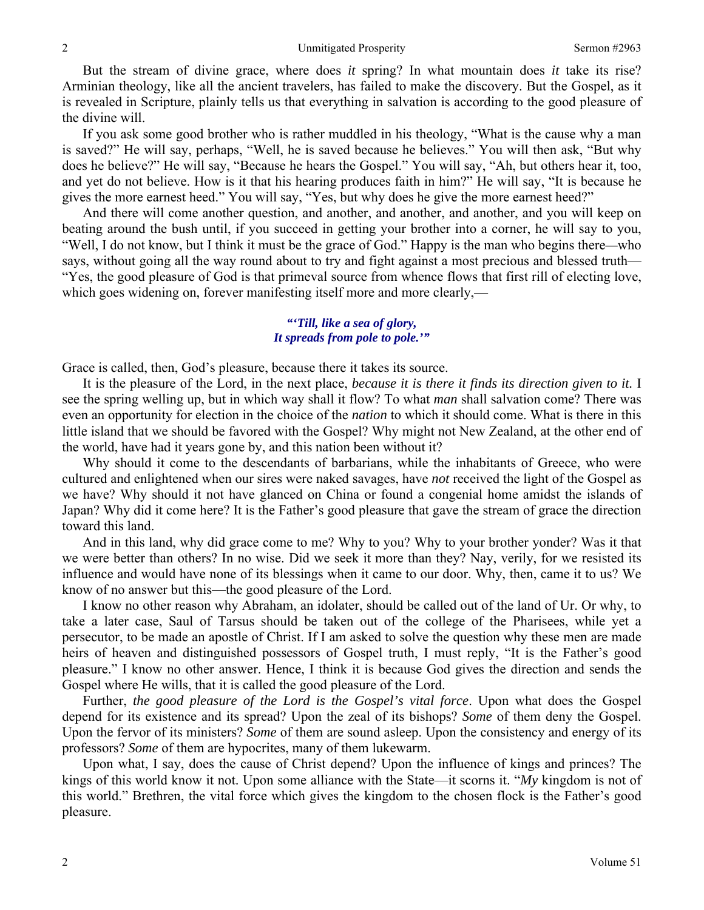But the stream of divine grace, where does *it* spring? In what mountain does *it* take its rise? Arminian theology, like all the ancient travelers, has failed to make the discovery. But the Gospel, as it is revealed in Scripture, plainly tells us that everything in salvation is according to the good pleasure of the divine will.

If you ask some good brother who is rather muddled in his theology, "What is the cause why a man is saved?" He will say, perhaps, "Well, he is saved because he believes." You will then ask, "But why does he believe?" He will say, "Because he hears the Gospel." You will say, "Ah, but others hear it, too, and yet do not believe. How is it that his hearing produces faith in him?" He will say, "It is because he gives the more earnest heed." You will say, "Yes, but why does he give the more earnest heed?"

And there will come another question, and another, and another, and another, and you will keep on beating around the bush until, if you succeed in getting your brother into a corner, he will say to you, "Well, I do not know, but I think it must be the grace of God." Happy is the man who begins there—who says, without going all the way round about to try and fight against a most precious and blessed truth—"Yes, the good pleasure of God is that primeval source from whence flows that first rill of electing love, which goes widening on, forever manifesting itself more and more clearly,—

> ***"'Till, like a sea of glory,***
> ***It spreads from pole to pole.'"***

Grace is called, then, God's pleasure, because there it takes its source.

It is the pleasure of the Lord, in the next place, *because it is there it finds its direction given to it.* I see the spring welling up, but in which way shall it flow? To what *man* shall salvation come? There was even an opportunity for election in the choice of the *nation* to which it should come. What is there in this little island that we should be favored with the Gospel? Why might not New Zealand, at the other end of the world, have had it years gone by, and this nation been without it?

Why should it come to the descendants of barbarians, while the inhabitants of Greece, who were cultured and enlightened when our sires were naked savages, have *not* received the light of the Gospel as we have? Why should it not have glanced on China or found a congenial home amidst the islands of Japan? Why did it come here? It is the Father's good pleasure that gave the stream of grace the direction toward this land.

And in this land, why did grace come to me? Why to you? Why to your brother yonder? Was it that we were better than others? In no wise. Did we seek it more than they? Nay, verily, for we resisted its influence and would have none of its blessings when it came to our door. Why, then, came it to us? We know of no answer but this—the good pleasure of the Lord.

I know no other reason why Abraham, an idolater, should be called out of the land of Ur. Or why, to take a later case, Saul of Tarsus should be taken out of the college of the Pharisees, while yet a persecutor, to be made an apostle of Christ. If I am asked to solve the question why these men are made heirs of heaven and distinguished possessors of Gospel truth, I must reply, "It is the Father's good pleasure." I know no other answer. Hence, I think it is because God gives the direction and sends the Gospel where He wills, that it is called the good pleasure of the Lord.

Further, *the good pleasure of the Lord is the Gospel's vital force*. Upon what does the Gospel depend for its existence and its spread? Upon the zeal of its bishops? *Some* of them deny the Gospel. Upon the fervor of its ministers? *Some* of them are sound asleep. Upon the consistency and energy of its professors? *Some* of them are hypocrites, many of them lukewarm.

Upon what, I say, does the cause of Christ depend? Upon the influence of kings and princes? The kings of this world know it not. Upon some alliance with the State—it scorns it. "*My* kingdom is not of this world." Brethren, the vital force which gives the kingdom to the chosen flock is the Father's good pleasure.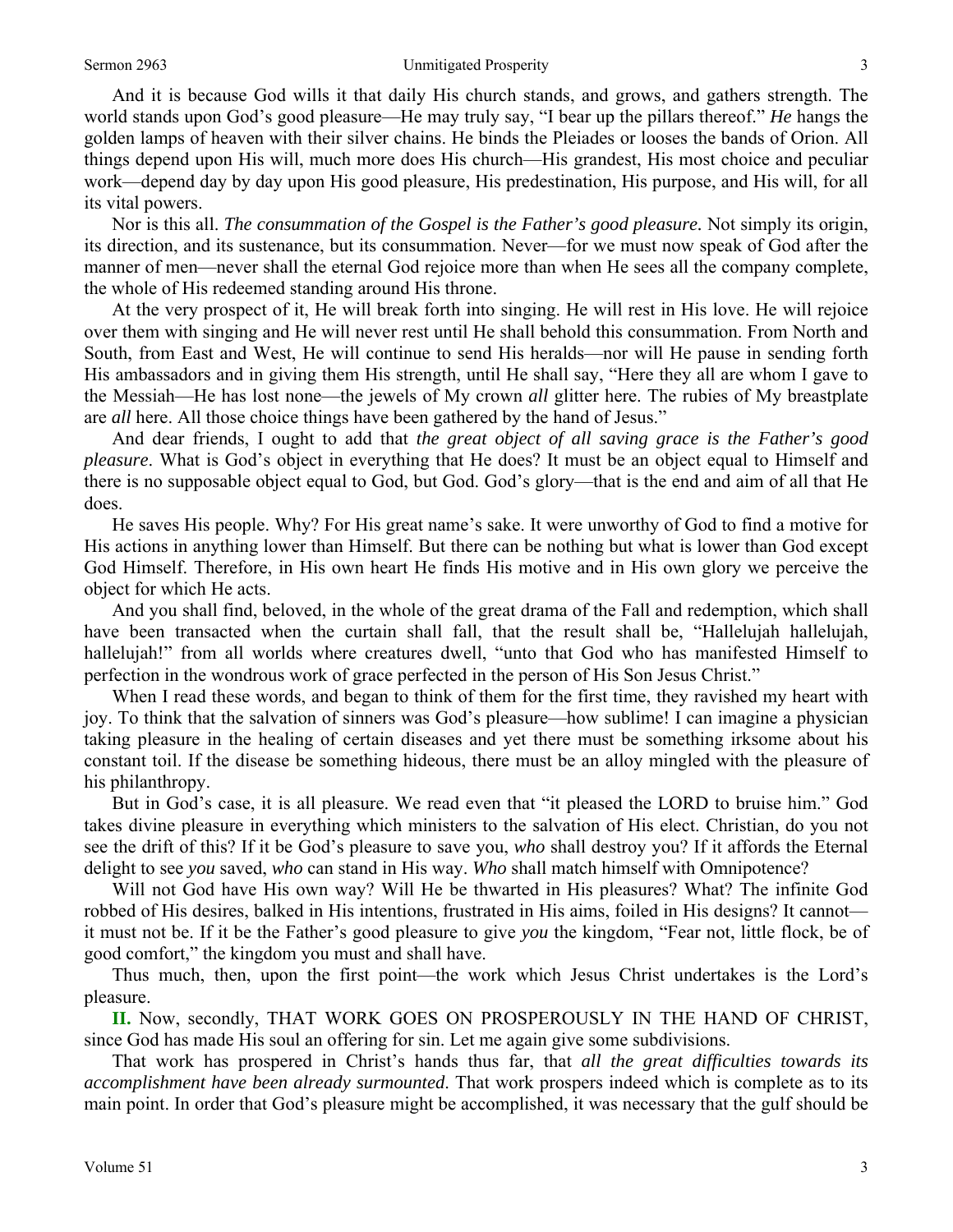And it is because God wills it that daily His church stands, and grows, and gathers strength. The world stands upon God's good pleasure—He may truly say, "I bear up the pillars thereof." *He* hangs the golden lamps of heaven with their silver chains. He binds the Pleiades or looses the bands of Orion. All things depend upon His will, much more does His church—His grandest, His most choice and peculiar work—depend day by day upon His good pleasure, His predestination, His purpose, and His will, for all its vital powers.

Nor is this all. *The consummation of the Gospel is the Father's good pleasure.* Not simply its origin, its direction, and its sustenance, but its consummation. Never—for we must now speak of God after the manner of men—never shall the eternal God rejoice more than when He sees all the company complete, the whole of His redeemed standing around His throne.

At the very prospect of it, He will break forth into singing. He will rest in His love. He will rejoice over them with singing and He will never rest until He shall behold this consummation. From North and South, from East and West, He will continue to send His heralds—nor will He pause in sending forth His ambassadors and in giving them His strength, until He shall say, "Here they all are whom I gave to the Messiah—He has lost none—the jewels of My crown *all* glitter here. The rubies of My breastplate are *all* here. All those choice things have been gathered by the hand of Jesus."

And dear friends, I ought to add that *the great object of all saving grace is the Father's good pleasure*. What is God's object in everything that He does? It must be an object equal to Himself and there is no supposable object equal to God, but God. God's glory—that is the end and aim of all that He does.

He saves His people. Why? For His great name's sake. It were unworthy of God to find a motive for His actions in anything lower than Himself. But there can be nothing but what is lower than God except God Himself. Therefore, in His own heart He finds His motive and in His own glory we perceive the object for which He acts.

And you shall find, beloved, in the whole of the great drama of the Fall and redemption, which shall have been transacted when the curtain shall fall, that the result shall be, "Hallelujah hallelujah, hallelujah!" from all worlds where creatures dwell, "unto that God who has manifested Himself to perfection in the wondrous work of grace perfected in the person of His Son Jesus Christ."

When I read these words, and began to think of them for the first time, they ravished my heart with joy. To think that the salvation of sinners was God's pleasure—how sublime! I can imagine a physician taking pleasure in the healing of certain diseases and yet there must be something irksome about his constant toil. If the disease be something hideous, there must be an alloy mingled with the pleasure of his philanthropy.

But in God's case, it is all pleasure. We read even that "it pleased the LORD to bruise him." God takes divine pleasure in everything which ministers to the salvation of His elect. Christian, do you not see the drift of this? If it be God's pleasure to save you, *who* shall destroy you? If it affords the Eternal delight to see *you* saved, *who* can stand in His way. *Who* shall match himself with Omnipotence?

Will not God have His own way? Will He be thwarted in His pleasures? What? The infinite God robbed of His desires, balked in His intentions, frustrated in His aims, foiled in His designs? It cannot—it must not be. If it be the Father's good pleasure to give *you* the kingdom, "Fear not, little flock, be of good comfort," the kingdom you must and shall have.

Thus much, then, upon the first point—the work which Jesus Christ undertakes is the Lord's pleasure.

**II.** Now, secondly, THAT WORK GOES ON PROSPEROUSLY IN THE HAND OF CHRIST, since God has made His soul an offering for sin. Let me again give some subdivisions.

That work has prospered in Christ's hands thus far, that *all the great difficulties towards its accomplishment have been already surmounted*. That work prospers indeed which is complete as to its main point. In order that God's pleasure might be accomplished, it was necessary that the gulf should be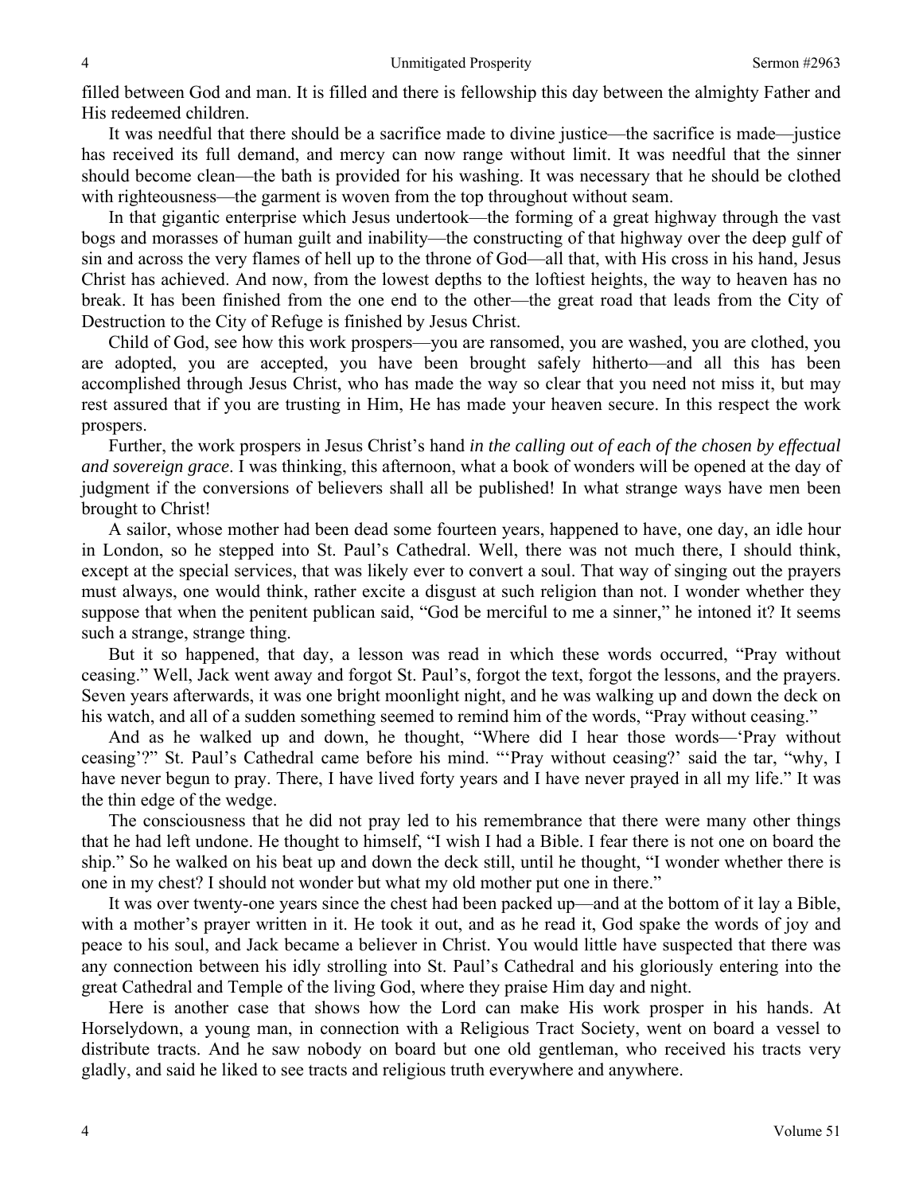filled between God and man. It is filled and there is fellowship this day between the almighty Father and His redeemed children.

It was needful that there should be a sacrifice made to divine justice—the sacrifice is made—justice has received its full demand, and mercy can now range without limit. It was needful that the sinner should become clean—the bath is provided for his washing. It was necessary that he should be clothed with righteousness—the garment is woven from the top throughout without seam.

In that gigantic enterprise which Jesus undertook—the forming of a great highway through the vast bogs and morasses of human guilt and inability—the constructing of that highway over the deep gulf of sin and across the very flames of hell up to the throne of God—all that, with His cross in his hand, Jesus Christ has achieved. And now, from the lowest depths to the loftiest heights, the way to heaven has no break. It has been finished from the one end to the other—the great road that leads from the City of Destruction to the City of Refuge is finished by Jesus Christ.

Child of God, see how this work prospers—you are ransomed, you are washed, you are clothed, you are adopted, you are accepted, you have been brought safely hitherto—and all this has been accomplished through Jesus Christ, who has made the way so clear that you need not miss it, but may rest assured that if you are trusting in Him, He has made your heaven secure. In this respect the work prospers.

Further, the work prospers in Jesus Christ's hand *in the calling out of each of the chosen by effectual and sovereign grace*. I was thinking, this afternoon, what a book of wonders will be opened at the day of judgment if the conversions of believers shall all be published! In what strange ways have men been brought to Christ!

A sailor, whose mother had been dead some fourteen years, happened to have, one day, an idle hour in London, so he stepped into St. Paul's Cathedral. Well, there was not much there, I should think, except at the special services, that was likely ever to convert a soul. That way of singing out the prayers must always, one would think, rather excite a disgust at such religion than not. I wonder whether they suppose that when the penitent publican said, "God be merciful to me a sinner," he intoned it? It seems such a strange, strange thing.

But it so happened, that day, a lesson was read in which these words occurred, "Pray without ceasing." Well, Jack went away and forgot St. Paul's, forgot the text, forgot the lessons, and the prayers. Seven years afterwards, it was one bright moonlight night, and he was walking up and down the deck on his watch, and all of a sudden something seemed to remind him of the words, "Pray without ceasing."

And as he walked up and down, he thought, "Where did I hear those words—'Pray without ceasing'?" St. Paul's Cathedral came before his mind. "'Pray without ceasing?' said the tar, "why, I have never begun to pray. There, I have lived forty years and I have never prayed in all my life." It was the thin edge of the wedge.

The consciousness that he did not pray led to his remembrance that there were many other things that he had left undone. He thought to himself, "I wish I had a Bible. I fear there is not one on board the ship." So he walked on his beat up and down the deck still, until he thought, "I wonder whether there is one in my chest? I should not wonder but what my old mother put one in there."

It was over twenty-one years since the chest had been packed up—and at the bottom of it lay a Bible, with a mother's prayer written in it. He took it out, and as he read it, God spake the words of joy and peace to his soul, and Jack became a believer in Christ. You would little have suspected that there was any connection between his idly strolling into St. Paul's Cathedral and his gloriously entering into the great Cathedral and Temple of the living God, where they praise Him day and night.

Here is another case that shows how the Lord can make His work prosper in his hands. At Horselydown, a young man, in connection with a Religious Tract Society, went on board a vessel to distribute tracts. And he saw nobody on board but one old gentleman, who received his tracts very gladly, and said he liked to see tracts and religious truth everywhere and anywhere.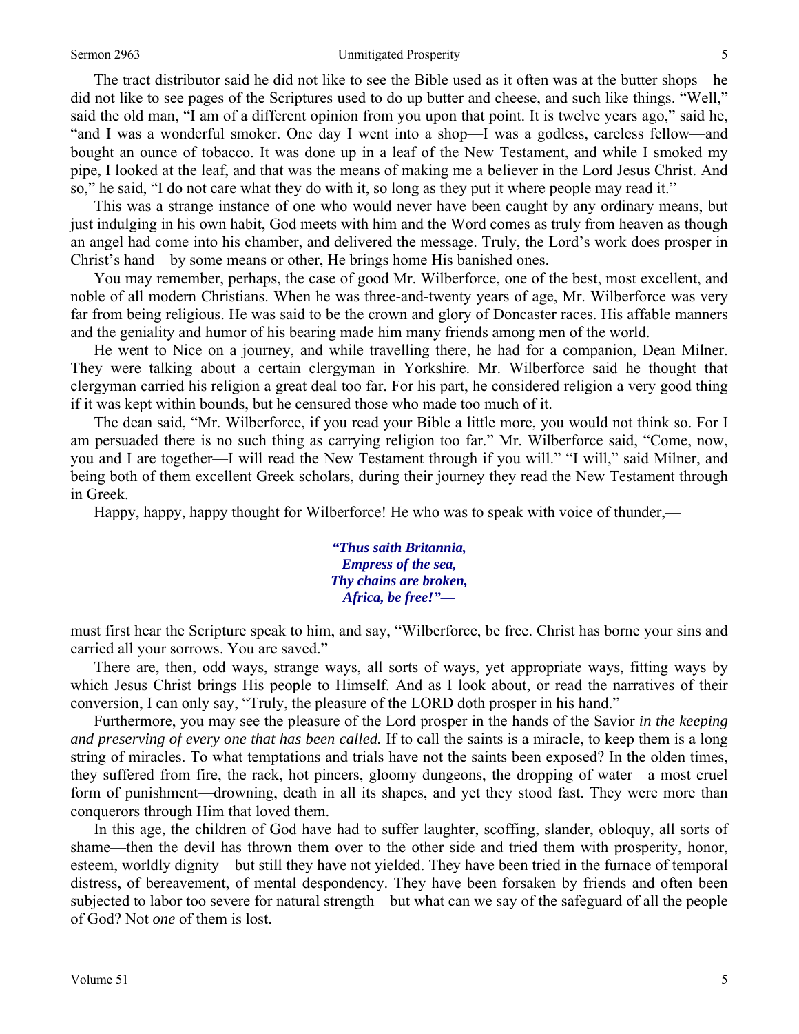The tract distributor said he did not like to see the Bible used as it often was at the butter shops—he did not like to see pages of the Scriptures used to do up butter and cheese, and such like things. "Well," said the old man, "I am of a different opinion from you upon that point. It is twelve years ago," said he, "and I was a wonderful smoker. One day I went into a shop—I was a godless, careless fellow—and bought an ounce of tobacco. It was done up in a leaf of the New Testament, and while I smoked my pipe, I looked at the leaf, and that was the means of making me a believer in the Lord Jesus Christ. And so," he said, "I do not care what they do with it, so long as they put it where people may read it."

This was a strange instance of one who would never have been caught by any ordinary means, but just indulging in his own habit, God meets with him and the Word comes as truly from heaven as though an angel had come into his chamber, and delivered the message. Truly, the Lord's work does prosper in Christ's hand—by some means or other, He brings home His banished ones.

You may remember, perhaps, the case of good Mr. Wilberforce, one of the best, most excellent, and noble of all modern Christians. When he was three-and-twenty years of age, Mr. Wilberforce was very far from being religious. He was said to be the crown and glory of Doncaster races. His affable manners and the geniality and humor of his bearing made him many friends among men of the world.

He went to Nice on a journey, and while travelling there, he had for a companion, Dean Milner. They were talking about a certain clergyman in Yorkshire. Mr. Wilberforce said he thought that clergyman carried his religion a great deal too far. For his part, he considered religion a very good thing if it was kept within bounds, but he censured those who made too much of it.

The dean said, "Mr. Wilberforce, if you read your Bible a little more, you would not think so. For I am persuaded there is no such thing as carrying religion too far." Mr. Wilberforce said, "Come, now, you and I are together—I will read the New Testament through if you will." "I will," said Milner, and being both of them excellent Greek scholars, during their journey they read the New Testament through in Greek.

Happy, happy, happy thought for Wilberforce! He who was to speak with voice of thunder,—

> ***"Thus saith Britannia,***
> ***Empress of the sea,***
> ***Thy chains are broken,***
> ***Africa, be free!"—***

must first hear the Scripture speak to him, and say, "Wilberforce, be free. Christ has borne your sins and carried all your sorrows. You are saved."

There are, then, odd ways, strange ways, all sorts of ways, yet appropriate ways, fitting ways by which Jesus Christ brings His people to Himself. And as I look about, or read the narratives of their conversion, I can only say, "Truly, the pleasure of the LORD doth prosper in his hand."

Furthermore, you may see the pleasure of the Lord prosper in the hands of the Savior *in the keeping and preserving of every one that has been called.* If to call the saints is a miracle, to keep them is a long string of miracles. To what temptations and trials have not the saints been exposed? In the olden times, they suffered from fire, the rack, hot pincers, gloomy dungeons, the dropping of water—a most cruel form of punishment—drowning, death in all its shapes, and yet they stood fast. They were more than conquerors through Him that loved them.

In this age, the children of God have had to suffer laughter, scoffing, slander, obloquy, all sorts of shame—then the devil has thrown them over to the other side and tried them with prosperity, honor, esteem, worldly dignity—but still they have not yielded. They have been tried in the furnace of temporal distress, of bereavement, of mental despondency. They have been forsaken by friends and often been subjected to labor too severe for natural strength—but what can we say of the safeguard of all the people of God? Not *one* of them is lost.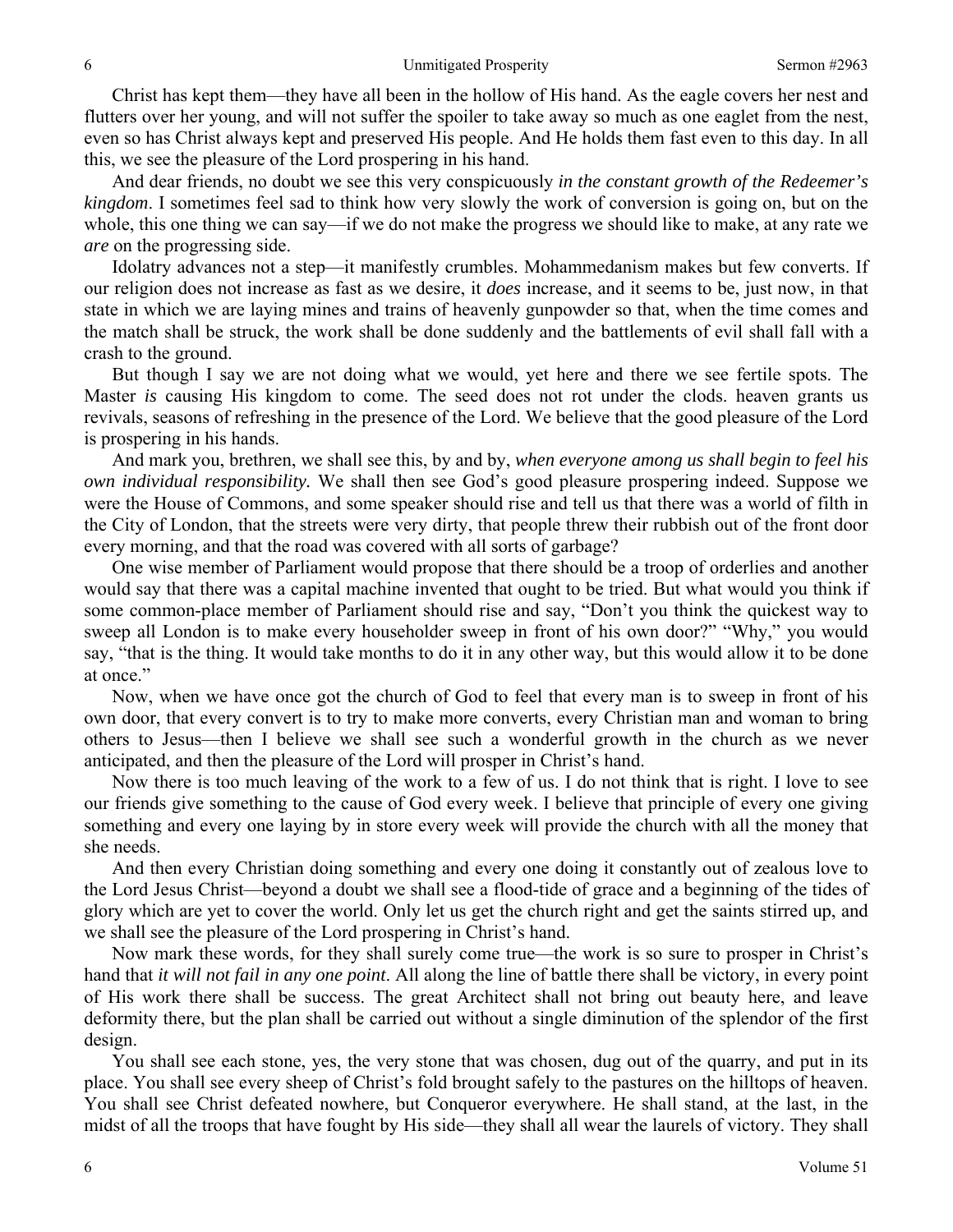Christ has kept them—they have all been in the hollow of His hand. As the eagle covers her nest and flutters over her young, and will not suffer the spoiler to take away so much as one eaglet from the nest, even so has Christ always kept and preserved His people. And He holds them fast even to this day. In all this, we see the pleasure of the Lord prospering in his hand.

And dear friends, no doubt we see this very conspicuously *in the constant growth of the Redeemer's kingdom*. I sometimes feel sad to think how very slowly the work of conversion is going on, but on the whole, this one thing we can say—if we do not make the progress we should like to make, at any rate we *are* on the progressing side.

Idolatry advances not a step—it manifestly crumbles. Mohammedanism makes but few converts. If our religion does not increase as fast as we desire, it *does* increase, and it seems to be, just now, in that state in which we are laying mines and trains of heavenly gunpowder so that, when the time comes and the match shall be struck, the work shall be done suddenly and the battlements of evil shall fall with a crash to the ground.

But though I say we are not doing what we would, yet here and there we see fertile spots. The Master *is* causing His kingdom to come. The seed does not rot under the clods. heaven grants us revivals, seasons of refreshing in the presence of the Lord. We believe that the good pleasure of the Lord is prospering in his hands.

And mark you, brethren, we shall see this, by and by, *when everyone among us shall begin to feel his own individual responsibility.* We shall then see God's good pleasure prospering indeed. Suppose we were the House of Commons, and some speaker should rise and tell us that there was a world of filth in the City of London, that the streets were very dirty, that people threw their rubbish out of the front door every morning, and that the road was covered with all sorts of garbage?

One wise member of Parliament would propose that there should be a troop of orderlies and another would say that there was a capital machine invented that ought to be tried. But what would you think if some common-place member of Parliament should rise and say, "Don't you think the quickest way to sweep all London is to make every householder sweep in front of his own door?" "Why," you would say, "that is the thing. It would take months to do it in any other way, but this would allow it to be done at once."

Now, when we have once got the church of God to feel that every man is to sweep in front of his own door, that every convert is to try to make more converts, every Christian man and woman to bring others to Jesus—then I believe we shall see such a wonderful growth in the church as we never anticipated, and then the pleasure of the Lord will prosper in Christ's hand.

Now there is too much leaving of the work to a few of us. I do not think that is right. I love to see our friends give something to the cause of God every week. I believe that principle of every one giving something and every one laying by in store every week will provide the church with all the money that she needs.

And then every Christian doing something and every one doing it constantly out of zealous love to the Lord Jesus Christ—beyond a doubt we shall see a flood-tide of grace and a beginning of the tides of glory which are yet to cover the world. Only let us get the church right and get the saints stirred up, and we shall see the pleasure of the Lord prospering in Christ's hand.

Now mark these words, for they shall surely come true—the work is so sure to prosper in Christ's hand that *it will not fail in any one point*. All along the line of battle there shall be victory, in every point of His work there shall be success. The great Architect shall not bring out beauty here, and leave deformity there, but the plan shall be carried out without a single diminution of the splendor of the first design.

You shall see each stone, yes, the very stone that was chosen, dug out of the quarry, and put in its place. You shall see every sheep of Christ's fold brought safely to the pastures on the hilltops of heaven. You shall see Christ defeated nowhere, but Conqueror everywhere. He shall stand, at the last, in the midst of all the troops that have fought by His side—they shall all wear the laurels of victory. They shall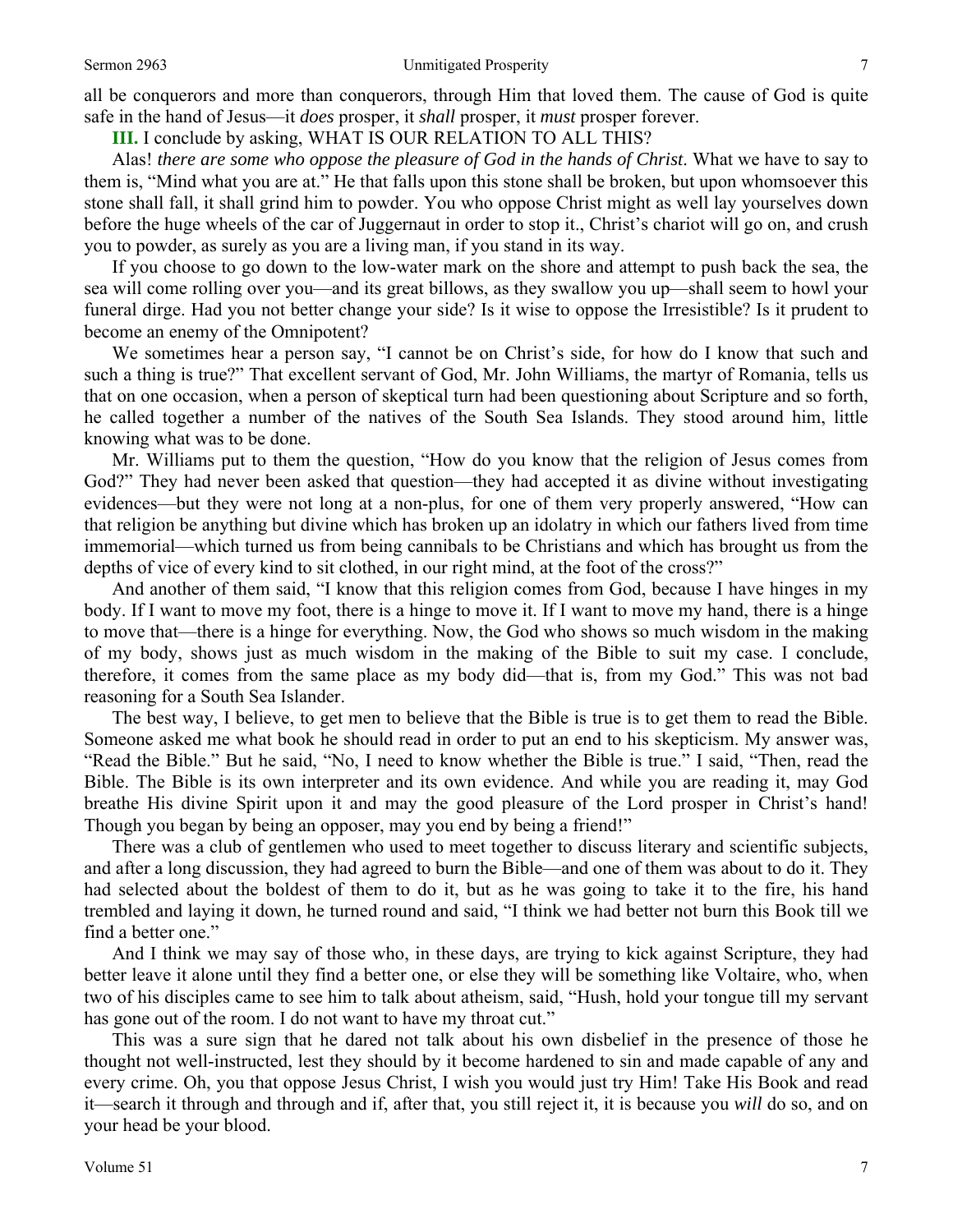all be conquerors and more than conquerors, through Him that loved them. The cause of God is quite safe in the hand of Jesus—it *does* prosper, it *shall* prosper, it *must* prosper forever.

**III.** I conclude by asking, WHAT IS OUR RELATION TO ALL THIS?

Alas! *there are some who oppose the pleasure of God in the hands of Christ*. What we have to say to them is, "Mind what you are at." He that falls upon this stone shall be broken, but upon whomsoever this stone shall fall, it shall grind him to powder. You who oppose Christ might as well lay yourselves down before the huge wheels of the car of Juggernaut in order to stop it., Christ's chariot will go on, and crush you to powder, as surely as you are a living man, if you stand in its way.

If you choose to go down to the low-water mark on the shore and attempt to push back the sea, the sea will come rolling over you—and its great billows, as they swallow you up—shall seem to howl your funeral dirge. Had you not better change your side? Is it wise to oppose the Irresistible? Is it prudent to become an enemy of the Omnipotent?

We sometimes hear a person say, "I cannot be on Christ's side, for how do I know that such and such a thing is true?" That excellent servant of God, Mr. John Williams, the martyr of Romania, tells us that on one occasion, when a person of skeptical turn had been questioning about Scripture and so forth, he called together a number of the natives of the South Sea Islands. They stood around him, little knowing what was to be done.

Mr. Williams put to them the question, "How do you know that the religion of Jesus comes from God?" They had never been asked that question—they had accepted it as divine without investigating evidences—but they were not long at a non-plus, for one of them very properly answered, "How can that religion be anything but divine which has broken up an idolatry in which our fathers lived from time immemorial—which turned us from being cannibals to be Christians and which has brought us from the depths of vice of every kind to sit clothed, in our right mind, at the foot of the cross?"

And another of them said, "I know that this religion comes from God, because I have hinges in my body. If I want to move my foot, there is a hinge to move it. If I want to move my hand, there is a hinge to move that—there is a hinge for everything. Now, the God who shows so much wisdom in the making of my body, shows just as much wisdom in the making of the Bible to suit my case. I conclude, therefore, it comes from the same place as my body did—that is, from my God." This was not bad reasoning for a South Sea Islander.

The best way, I believe, to get men to believe that the Bible is true is to get them to read the Bible. Someone asked me what book he should read in order to put an end to his skepticism. My answer was, "Read the Bible." But he said, "No, I need to know whether the Bible is true." I said, "Then, read the Bible. The Bible is its own interpreter and its own evidence. And while you are reading it, may God breathe His divine Spirit upon it and may the good pleasure of the Lord prosper in Christ's hand! Though you began by being an opposer, may you end by being a friend!"

There was a club of gentlemen who used to meet together to discuss literary and scientific subjects, and after a long discussion, they had agreed to burn the Bible—and one of them was about to do it. They had selected about the boldest of them to do it, but as he was going to take it to the fire, his hand trembled and laying it down, he turned round and said, "I think we had better not burn this Book till we find a better one."

And I think we may say of those who, in these days, are trying to kick against Scripture, they had better leave it alone until they find a better one, or else they will be something like Voltaire, who, when two of his disciples came to see him to talk about atheism, said, "Hush, hold your tongue till my servant has gone out of the room. I do not want to have my throat cut."

This was a sure sign that he dared not talk about his own disbelief in the presence of those he thought not well-instructed, lest they should by it become hardened to sin and made capable of any and every crime. Oh, you that oppose Jesus Christ, I wish you would just try Him! Take His Book and read it—search it through and through and if, after that, you still reject it, it is because you *will* do so, and on your head be your blood.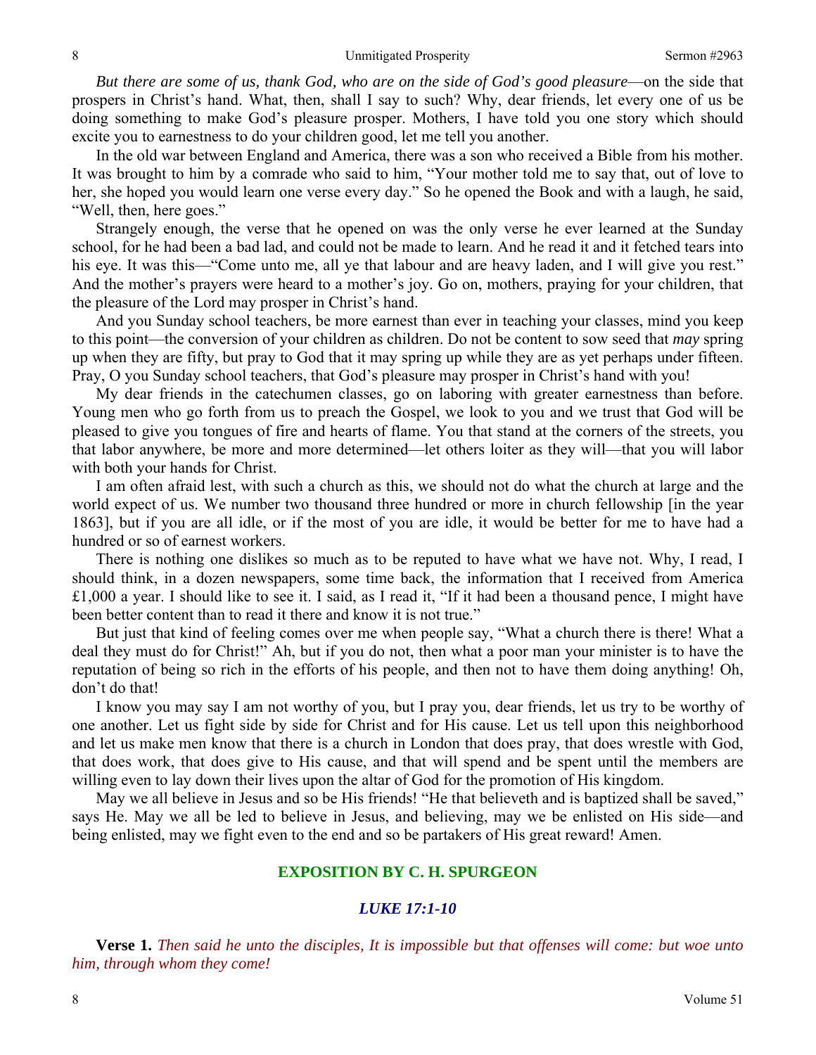*But there are some of us, thank God, who are on the side of God's good pleasure*—on the side that prospers in Christ's hand. What, then, shall I say to such? Why, dear friends, let every one of us be doing something to make God's pleasure prosper. Mothers, I have told you one story which should excite you to earnestness to do your children good, let me tell you another.

In the old war between England and America, there was a son who received a Bible from his mother. It was brought to him by a comrade who said to him, "Your mother told me to say that, out of love to her, she hoped you would learn one verse every day." So he opened the Book and with a laugh, he said, "Well, then, here goes."

Strangely enough, the verse that he opened on was the only verse he ever learned at the Sunday school, for he had been a bad lad, and could not be made to learn. And he read it and it fetched tears into his eye. It was this—"Come unto me, all ye that labour and are heavy laden, and I will give you rest." And the mother's prayers were heard to a mother's joy. Go on, mothers, praying for your children, that the pleasure of the Lord may prosper in Christ's hand.

And you Sunday school teachers, be more earnest than ever in teaching your classes, mind you keep to this point—the conversion of your children as children. Do not be content to sow seed that *may* spring up when they are fifty, but pray to God that it may spring up while they are as yet perhaps under fifteen. Pray, O you Sunday school teachers, that God's pleasure may prosper in Christ's hand with you!

My dear friends in the catechumen classes, go on laboring with greater earnestness than before. Young men who go forth from us to preach the Gospel, we look to you and we trust that God will be pleased to give you tongues of fire and hearts of flame. You that stand at the corners of the streets, you that labor anywhere, be more and more determined—let others loiter as they will—that you will labor with both your hands for Christ.

I am often afraid lest, with such a church as this, we should not do what the church at large and the world expect of us. We number two thousand three hundred or more in church fellowship [in the year 1863], but if you are all idle, or if the most of you are idle, it would be better for me to have had a hundred or so of earnest workers.

There is nothing one dislikes so much as to be reputed to have what we have not. Why, I read, I should think, in a dozen newspapers, some time back, the information that I received from America £1,000 a year. I should like to see it. I said, as I read it, "If it had been a thousand pence, I might have been better content than to read it there and know it is not true."

But just that kind of feeling comes over me when people say, "What a church there is there! What a deal they must do for Christ!" Ah, but if you do not, then what a poor man your minister is to have the reputation of being so rich in the efforts of his people, and then not to have them doing anything! Oh, don't do that!

I know you may say I am not worthy of you, but I pray you, dear friends, let us try to be worthy of one another. Let us fight side by side for Christ and for His cause. Let us tell upon this neighborhood and let us make men know that there is a church in London that does pray, that does wrestle with God, that does work, that does give to His cause, and that will spend and be spent until the members are willing even to lay down their lives upon the altar of God for the promotion of His kingdom.

May we all believe in Jesus and so be His friends! "He that believeth and is baptized shall be saved," says He. May we all be led to believe in Jesus, and believing, may we be enlisted on His side—and being enlisted, may we fight even to the end and so be partakers of His great reward! Amen.

## EXPOSITION BY C. H. SPURGEON

### *LUKE 17:1-10*

**Verse 1.** *Then said he unto the disciples, It is impossible but that offenses will come: but woe unto him, through whom they come!*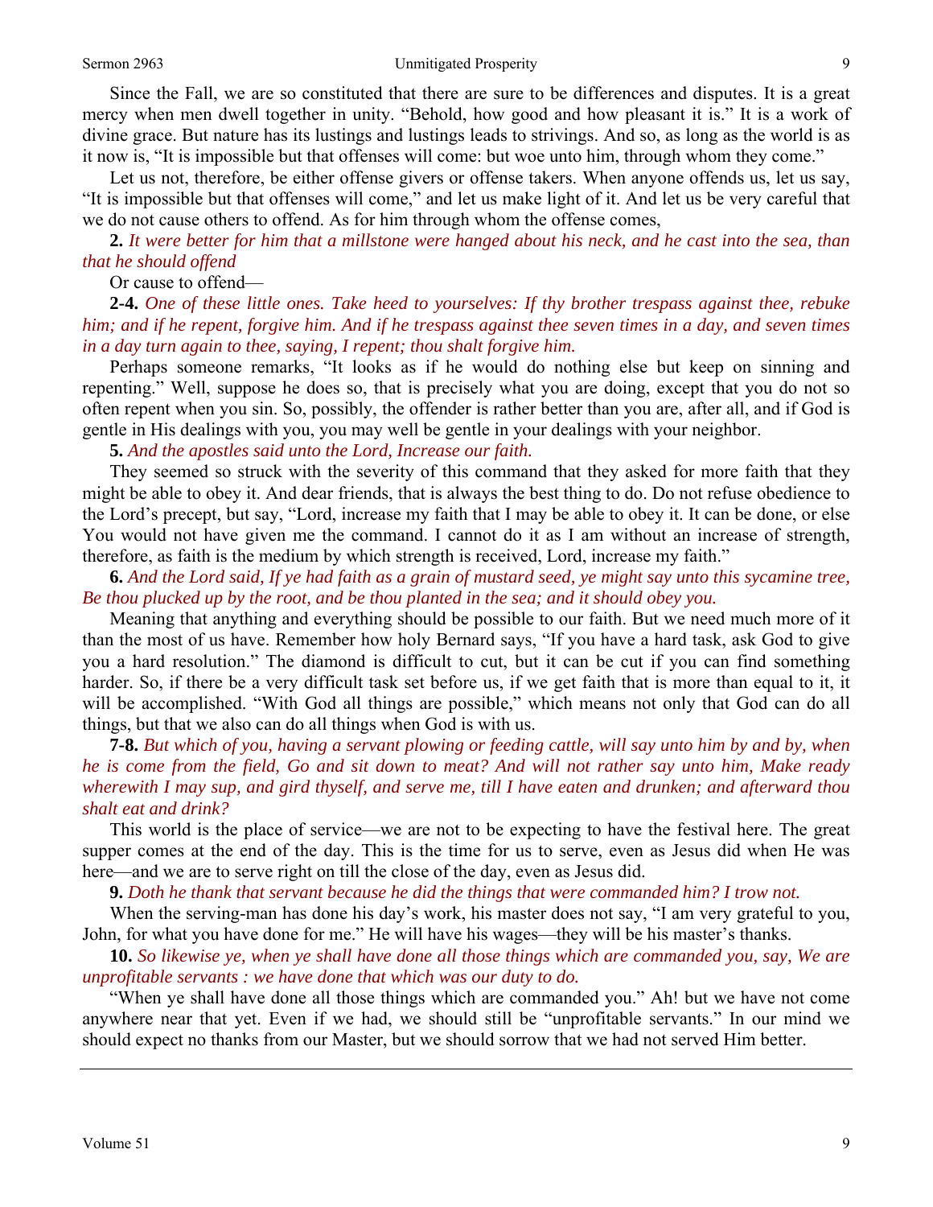Since the Fall, we are so constituted that there are sure to be differences and disputes. It is a great mercy when men dwell together in unity. "Behold, how good and how pleasant it is." It is a work of divine grace. But nature has its lustings and lustings leads to strivings. And so, as long as the world is as it now is, "It is impossible but that offenses will come: but woe unto him, through whom they come."

Let us not, therefore, be either offense givers or offense takers. When anyone offends us, let us say, "It is impossible but that offenses will come," and let us make light of it. And let us be very careful that we do not cause others to offend. As for him through whom the offense comes,

**2.** *It were better for him that a millstone were hanged about his neck, and he cast into the sea, than that he should offend*

Or cause to offend—

**2-4.** *One of these little ones. Take heed to yourselves: If thy brother trespass against thee, rebuke him; and if he repent, forgive him. And if he trespass against thee seven times in a day, and seven times in a day turn again to thee, saying, I repent; thou shalt forgive him.*

Perhaps someone remarks, "It looks as if he would do nothing else but keep on sinning and repenting." Well, suppose he does so, that is precisely what you are doing, except that you do not so often repent when you sin. So, possibly, the offender is rather better than you are, after all, and if God is gentle in His dealings with you, you may well be gentle in your dealings with your neighbor.

**5.** *And the apostles said unto the Lord, Increase our faith.*

They seemed so struck with the severity of this command that they asked for more faith that they might be able to obey it. And dear friends, that is always the best thing to do. Do not refuse obedience to the Lord's precept, but say, "Lord, increase my faith that I may be able to obey it. It can be done, or else You would not have given me the command. I cannot do it as I am without an increase of strength, therefore, as faith is the medium by which strength is received, Lord, increase my faith."

**6.** *And the Lord said, If ye had faith as a grain of mustard seed, ye might say unto this sycamine tree, Be thou plucked up by the root, and be thou planted in the sea; and it should obey you.*

Meaning that anything and everything should be possible to our faith. But we need much more of it than the most of us have. Remember how holy Bernard says, "If you have a hard task, ask God to give you a hard resolution." The diamond is difficult to cut, but it can be cut if you can find something harder. So, if there be a very difficult task set before us, if we get faith that is more than equal to it, it will be accomplished. "With God all things are possible," which means not only that God can do all things, but that we also can do all things when God is with us.

**7-8.** *But which of you, having a servant plowing or feeding cattle, will say unto him by and by, when he is come from the field, Go and sit down to meat? And will not rather say unto him, Make ready wherewith I may sup, and gird thyself, and serve me, till I have eaten and drunken; and afterward thou shalt eat and drink?*

This world is the place of service—we are not to be expecting to have the festival here. The great supper comes at the end of the day. This is the time for us to serve, even as Jesus did when He was here—and we are to serve right on till the close of the day, even as Jesus did.

**9.** *Doth he thank that servant because he did the things that were commanded him? I trow not.*

When the serving-man has done his day's work, his master does not say, "I am very grateful to you, John, for what you have done for me." He will have his wages—they will be his master's thanks.

**10.** *So likewise ye, when ye shall have done all those things which are commanded you, say, We are unprofitable servants : we have done that which was our duty to do.*

"When ye shall have done all those things which are commanded you." Ah! but we have not come anywhere near that yet. Even if we had, we should still be "unprofitable servants." In our mind we should expect no thanks from our Master, but we should sorrow that we had not served Him better.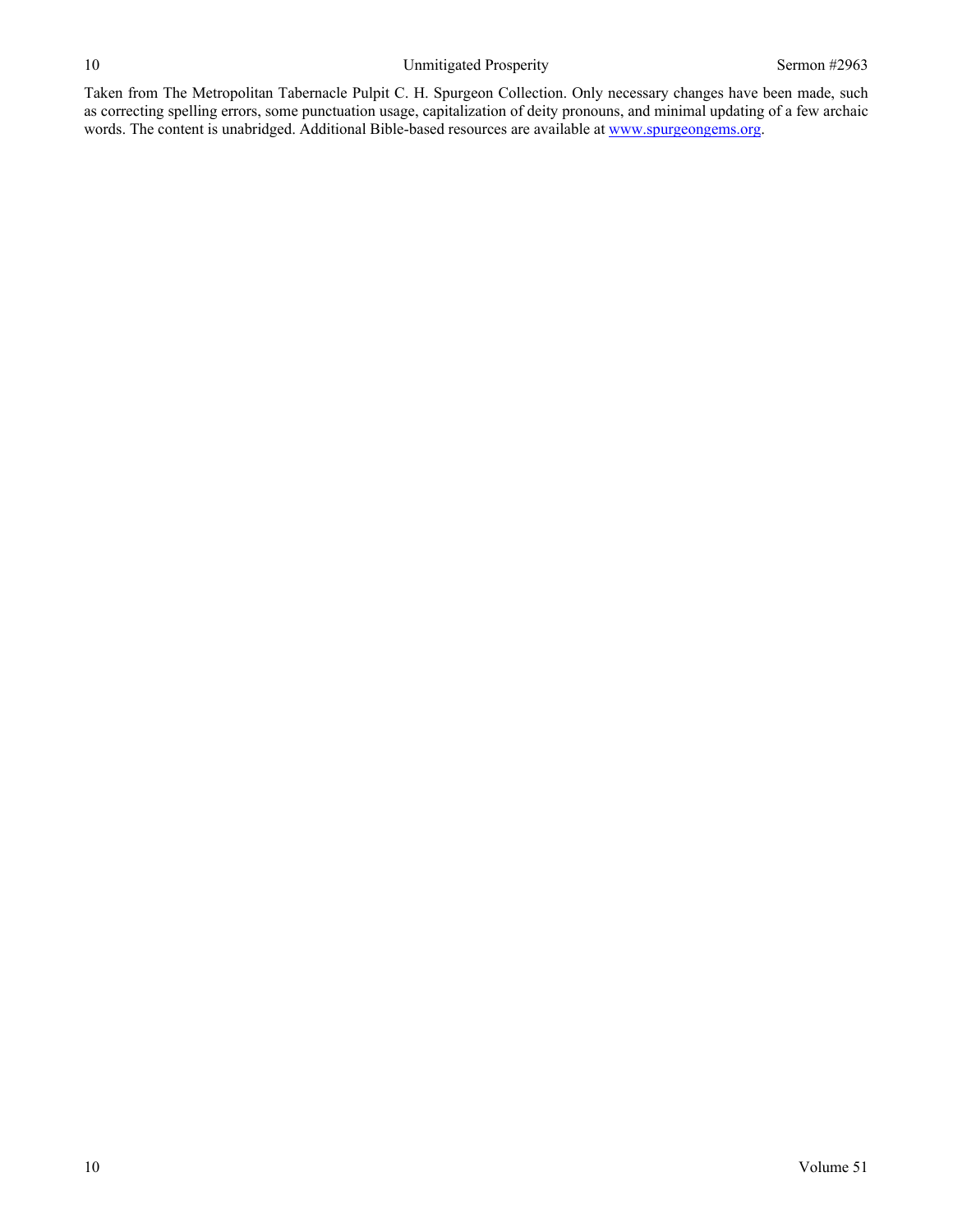Taken from The Metropolitan Tabernacle Pulpit C. H. Spurgeon Collection. Only necessary changes have been made, such as correcting spelling errors, some punctuation usage, capitalization of deity pronouns, and minimal updating of a few archaic words. The content is unabridged. Additional Bible-based resources are available at www.spurgeongems.org.